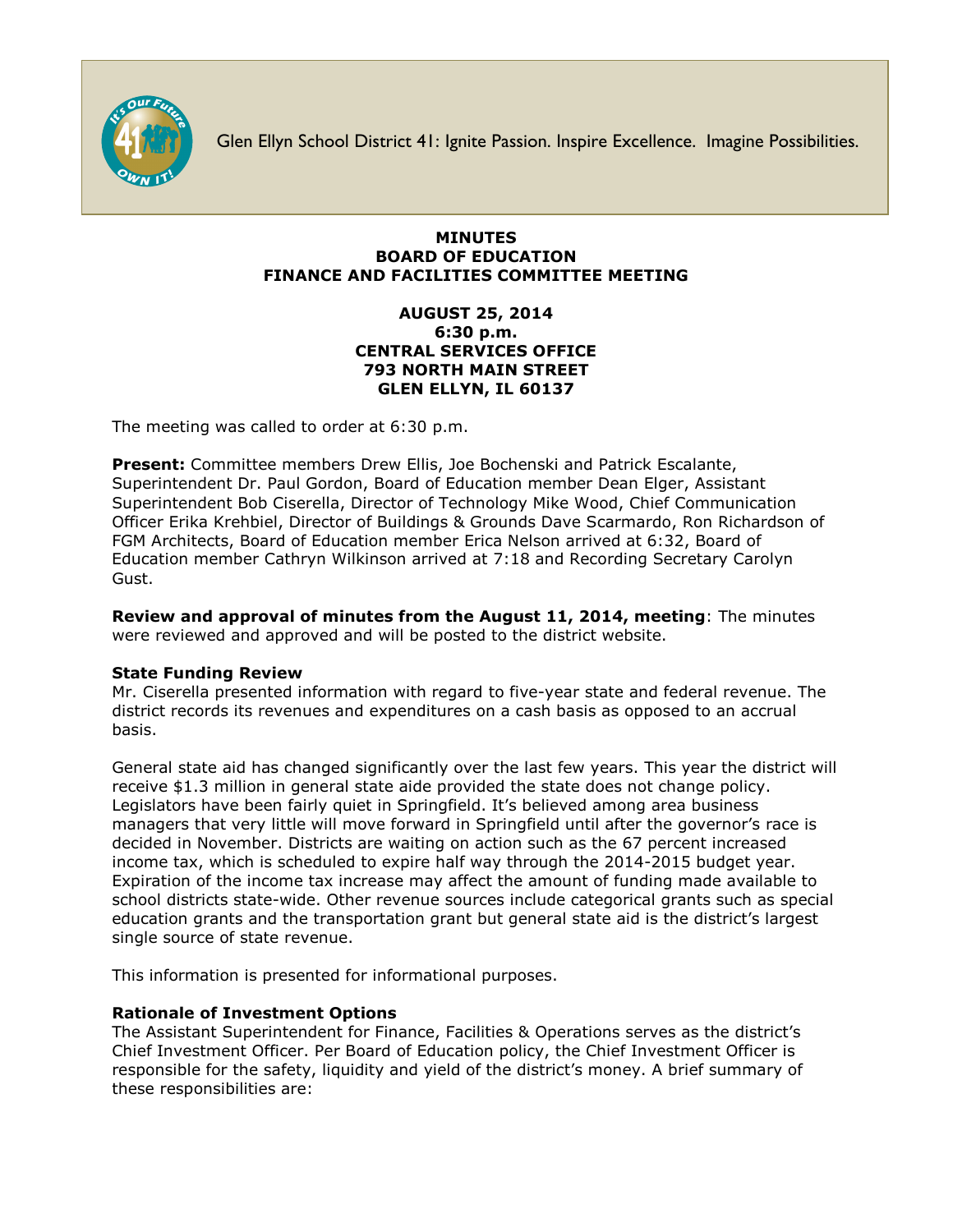Glen Ellyn School District 41: Ignite Passion. Inspire Excellence. Imagine Possibilities.

# MINUTES
# BOARD OF EDUCATION
# FINANCE AND FACILITIES COMMITTEE MEETING

**AUGUST 25, 2014**
**6:30 p.m.**
**CENTRAL SERVICES OFFICE**
**793 NORTH MAIN STREET**
**GLEN ELLYN, IL 60137**

The meeting was called to order at 6:30 p.m.

**Present:** Committee members Drew Ellis, Joe Bochenski and Patrick Escalante, Superintendent Dr. Paul Gordon, Board of Education member Dean Elger, Assistant Superintendent Bob Ciserella, Director of Technology Mike Wood, Chief Communication Officer Erika Krehbiel, Director of Buildings & Grounds Dave Scarmardo, Ron Richardson of FGM Architects, Board of Education member Erica Nelson arrived at 6:32, Board of Education member Cathryn Wilkinson arrived at 7:18 and Recording Secretary Carolyn Gust.

**Review and approval of minutes from the August 11, 2014, meeting**: The minutes were reviewed and approved and will be posted to the district website.

### State Funding Review

Mr. Ciserella presented information with regard to five-year state and federal revenue. The district records its revenues and expenditures on a cash basis as opposed to an accrual basis.

General state aid has changed significantly over the last few years. This year the district will receive $1.3 million in general state aide provided the state does not change policy. Legislators have been fairly quiet in Springfield. It's believed among area business managers that very little will move forward in Springfield until after the governor's race is decided in November. Districts are waiting on action such as the 67 percent increased income tax, which is scheduled to expire half way through the 2014-2015 budget year. Expiration of the income tax increase may affect the amount of funding made available to school districts state-wide. Other revenue sources include categorical grants such as special education grants and the transportation grant but general state aid is the district's largest single source of state revenue.

This information is presented for informational purposes.

### Rationale of Investment Options

The Assistant Superintendent for Finance, Facilities & Operations serves as the district's Chief Investment Officer. Per Board of Education policy, the Chief Investment Officer is responsible for the safety, liquidity and yield of the district's money. A brief summary of these responsibilities are: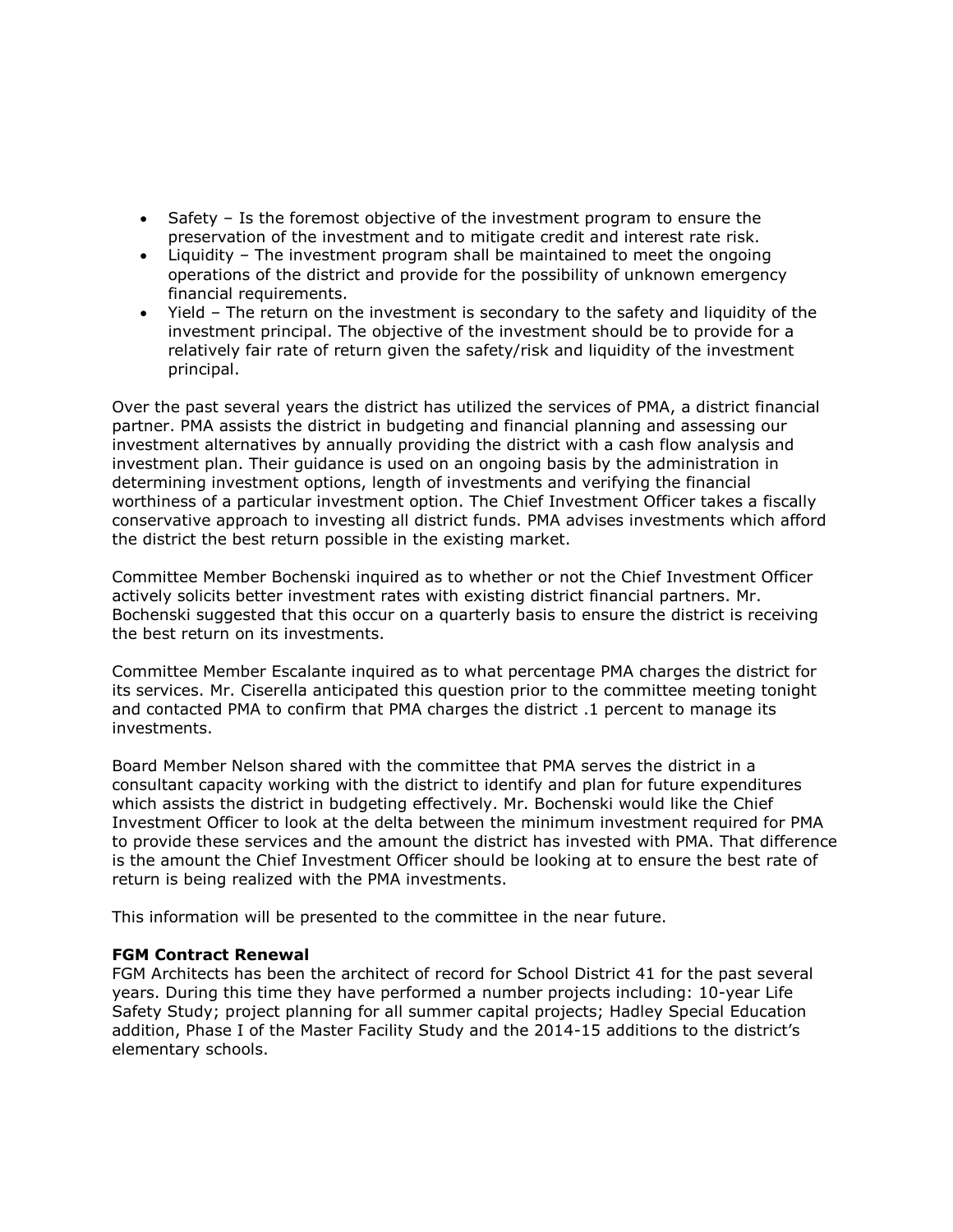- Safety – Is the foremost objective of the investment program to ensure the preservation of the investment and to mitigate credit and interest rate risk.
- Liquidity – The investment program shall be maintained to meet the ongoing operations of the district and provide for the possibility of unknown emergency financial requirements.
- Yield – The return on the investment is secondary to the safety and liquidity of the investment principal. The objective of the investment should be to provide for a relatively fair rate of return given the safety/risk and liquidity of the investment principal.

Over the past several years the district has utilized the services of PMA, a district financial partner. PMA assists the district in budgeting and financial planning and assessing our investment alternatives by annually providing the district with a cash flow analysis and investment plan. Their guidance is used on an ongoing basis by the administration in determining investment options, length of investments and verifying the financial worthiness of a particular investment option. The Chief Investment Officer takes a fiscally conservative approach to investing all district funds. PMA advises investments which afford the district the best return possible in the existing market.

Committee Member Bochenski inquired as to whether or not the Chief Investment Officer actively solicits better investment rates with existing district financial partners. Mr. Bochenski suggested that this occur on a quarterly basis to ensure the district is receiving the best return on its investments.

Committee Member Escalante inquired as to what percentage PMA charges the district for its services. Mr. Ciserella anticipated this question prior to the committee meeting tonight and contacted PMA to confirm that PMA charges the district .1 percent to manage its investments.

Board Member Nelson shared with the committee that PMA serves the district in a consultant capacity working with the district to identify and plan for future expenditures which assists the district in budgeting effectively. Mr. Bochenski would like the Chief Investment Officer to look at the delta between the minimum investment required for PMA to provide these services and the amount the district has invested with PMA. That difference is the amount the Chief Investment Officer should be looking at to ensure the best rate of return is being realized with the PMA investments.

This information will be presented to the committee in the near future.

**FGM Contract Renewal**
FGM Architects has been the architect of record for School District 41 for the past several years. During this time they have performed a number projects including: 10-year Life Safety Study; project planning for all summer capital projects; Hadley Special Education addition, Phase I of the Master Facility Study and the 2014-15 additions to the district's elementary schools.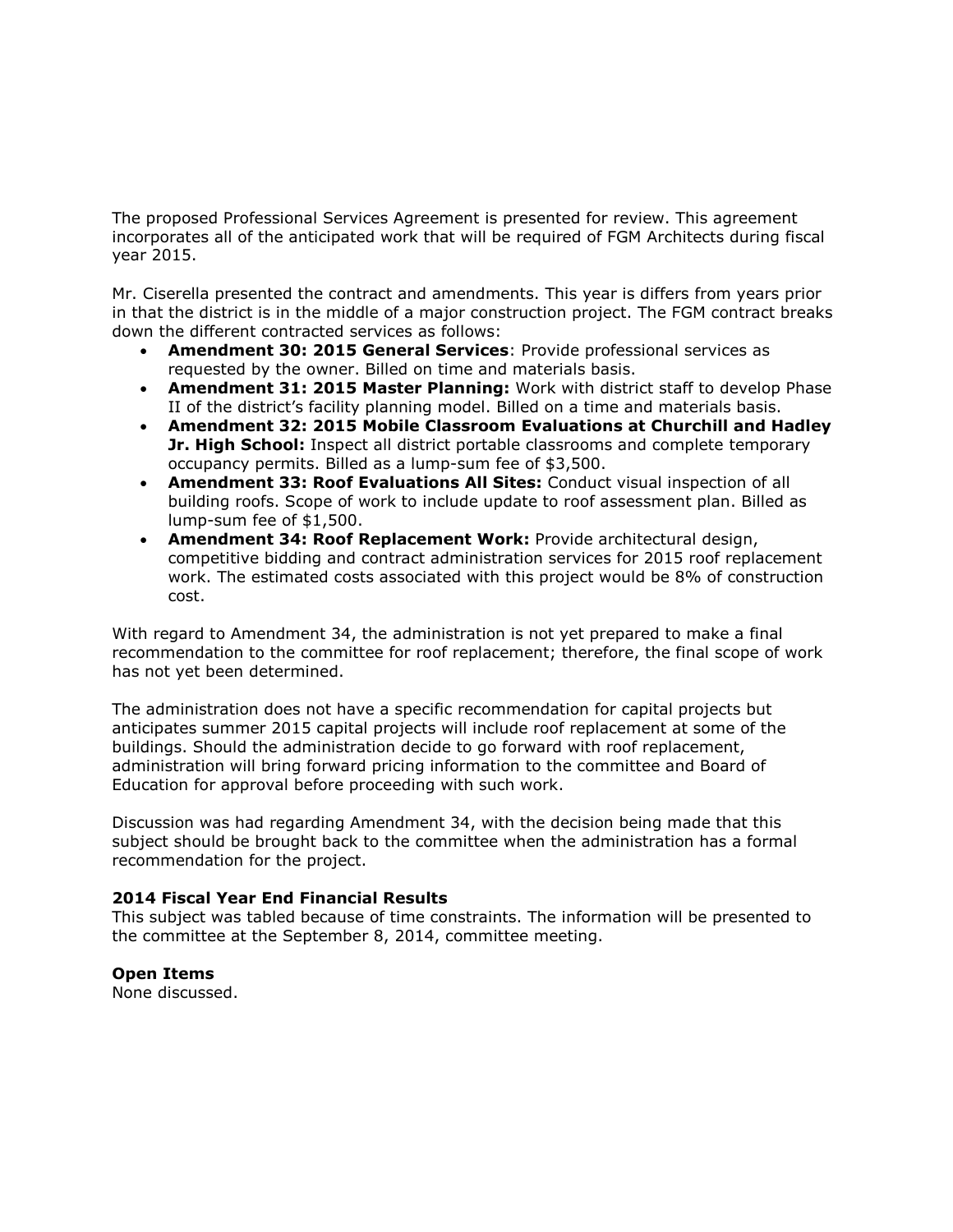The proposed Professional Services Agreement is presented for review. This agreement incorporates all of the anticipated work that will be required of FGM Architects during fiscal year 2015.

Mr. Ciserella presented the contract and amendments. This year is differs from years prior in that the district is in the middle of a major construction project. The FGM contract breaks down the different contracted services as follows:

- **Amendment 30: 2015 General Services**: Provide professional services as requested by the owner. Billed on time and materials basis.
- **Amendment 31: 2015 Master Planning:** Work with district staff to develop Phase II of the district's facility planning model. Billed on a time and materials basis.
- **Amendment 32: 2015 Mobile Classroom Evaluations at Churchill and Hadley Jr. High School:** Inspect all district portable classrooms and complete temporary occupancy permits. Billed as a lump-sum fee of $3,500.
- **Amendment 33: Roof Evaluations All Sites:** Conduct visual inspection of all building roofs. Scope of work to include update to roof assessment plan. Billed as lump-sum fee of $1,500.
- **Amendment 34: Roof Replacement Work:** Provide architectural design, competitive bidding and contract administration services for 2015 roof replacement work. The estimated costs associated with this project would be 8% of construction cost.

With regard to Amendment 34, the administration is not yet prepared to make a final recommendation to the committee for roof replacement; therefore, the final scope of work has not yet been determined.

The administration does not have a specific recommendation for capital projects but anticipates summer 2015 capital projects will include roof replacement at some of the buildings. Should the administration decide to go forward with roof replacement, administration will bring forward pricing information to the committee and Board of Education for approval before proceeding with such work.

Discussion was had regarding Amendment 34, with the decision being made that this subject should be brought back to the committee when the administration has a formal recommendation for the project.

**2014 Fiscal Year End Financial Results**

This subject was tabled because of time constraints. The information will be presented to the committee at the September 8, 2014, committee meeting.

**Open Items**

None discussed.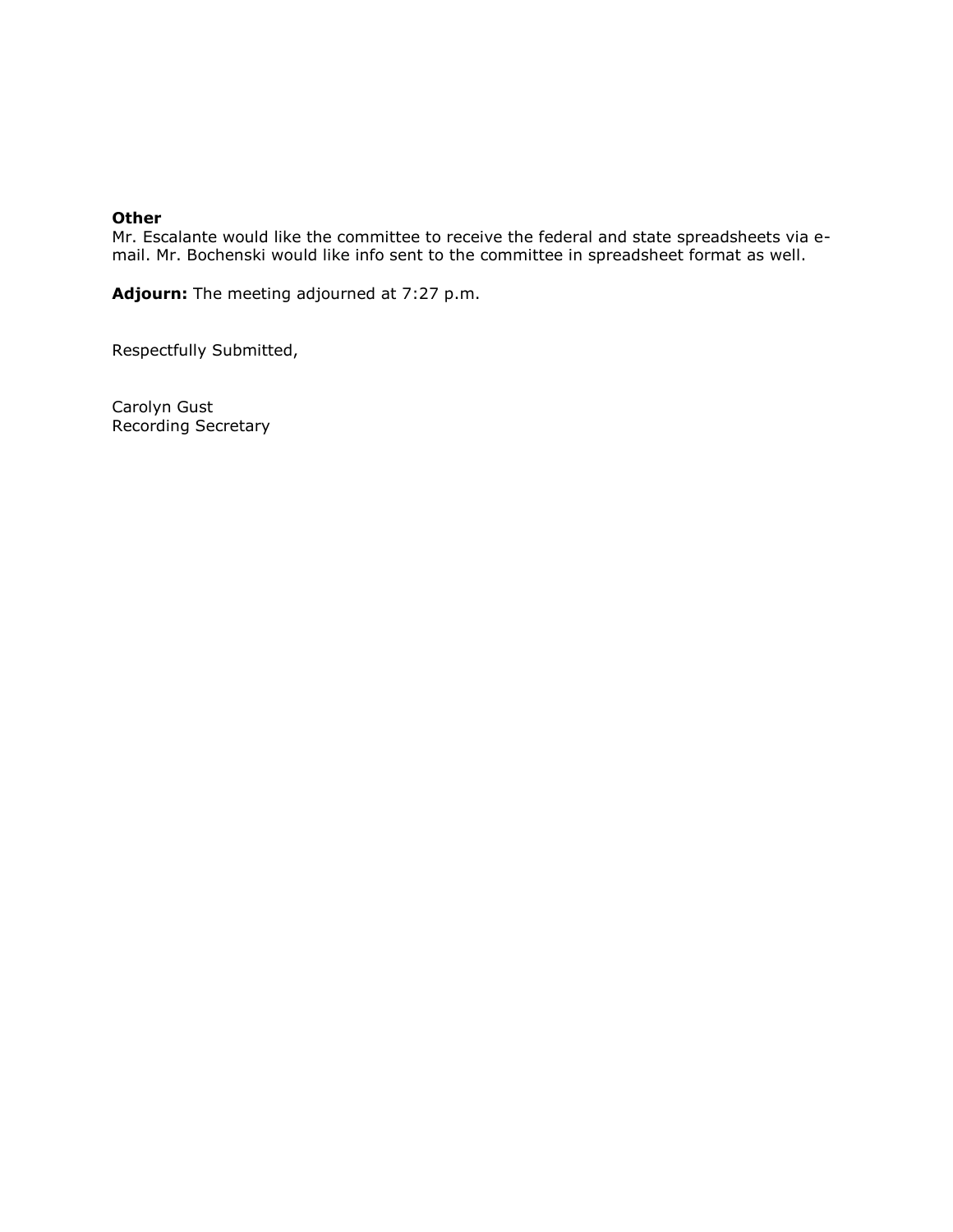**Other**
Mr. Escalante would like the committee to receive the federal and state spreadsheets via e-mail. Mr. Bochenski would like info sent to the committee in spreadsheet format as well.

**Adjourn:** The meeting adjourned at 7:27 p.m.

Respectfully Submitted,

Carolyn Gust
Recording Secretary